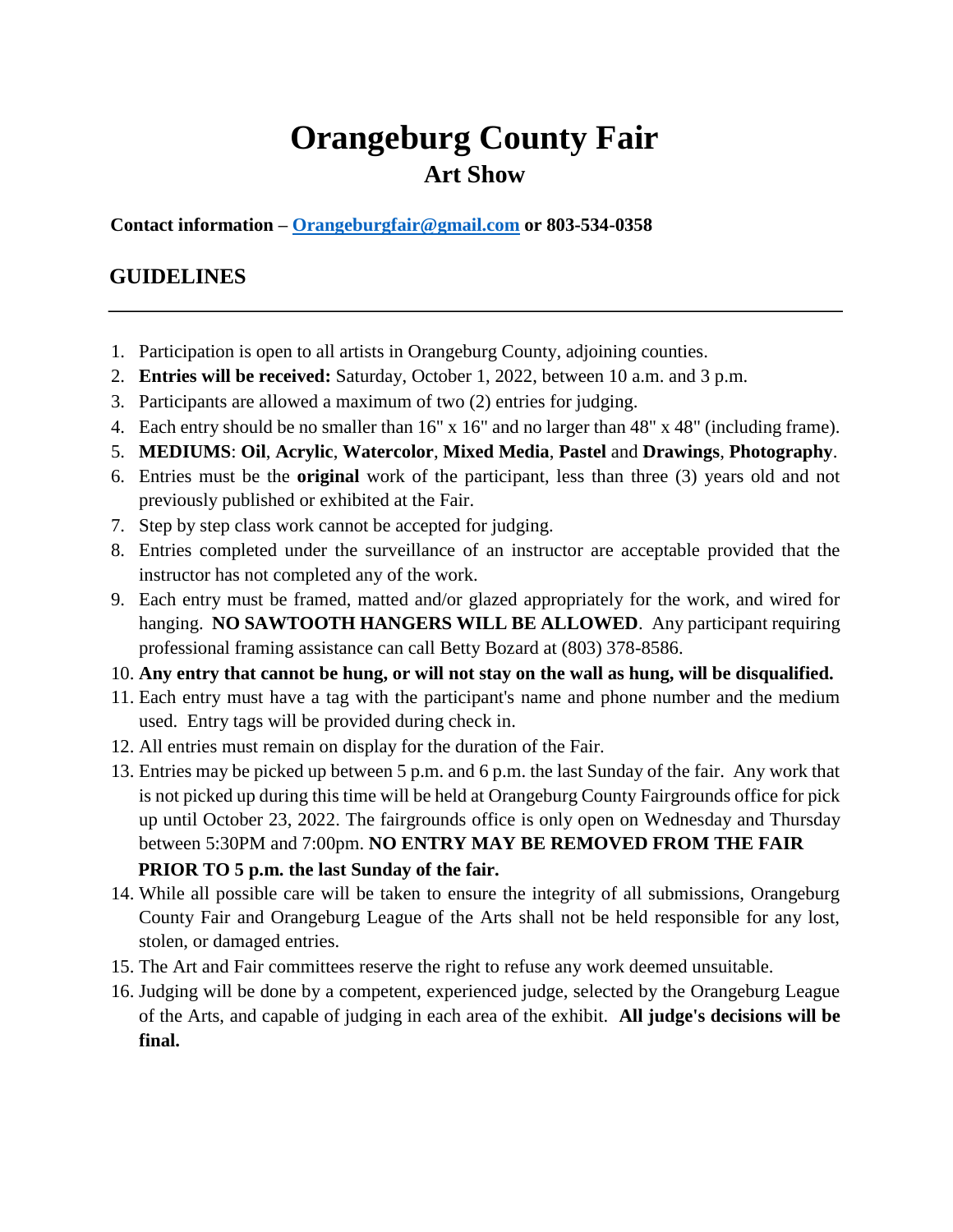# Orangeburg County Fair

## Art Show

**Contact information – [Orangeburgfair@gmail.com](mailto:Orangeburgfair@gmail.com) or 803-534-0358**

## GUIDELINES

---

1. Participation is open to all artists in Orangeburg County, adjoining counties.
2. **Entries will be received:** Saturday, October 1, 2022, between 10 a.m. and 3 p.m.
3. Participants are allowed a maximum of two (2) entries for judging.
4. Each entry should be no smaller than 16" x 16" and no larger than 48" x 48" (including frame).
5. **MEDIUMS**: **Oil**, **Acrylic**, **Watercolor**, **Mixed Media**, **Pastel** and **Drawings**, **Photography**.
6. Entries must be the **original** work of the participant, less than three (3) years old and not previously published or exhibited at the Fair.
7. Step by step class work cannot be accepted for judging.
8. Entries completed under the surveillance of an instructor are acceptable provided that the instructor has not completed any of the work.
9. Each entry must be framed, matted and/or glazed appropriately for the work, and wired for hanging. **NO SAWTOOTH HANGERS WILL BE ALLOWED**. Any participant requiring professional framing assistance can call Betty Bozard at (803) 378-8586.
10. **Any entry that cannot be hung, or will not stay on the wall as hung, will be disqualified.**
11. Each entry must have a tag with the participant's name and phone number and the medium used. Entry tags will be provided during check in.
12. All entries must remain on display for the duration of the Fair.
13. Entries may be picked up between 5 p.m. and 6 p.m. the last Sunday of the fair. Any work that is not picked up during this time will be held at Orangeburg County Fairgrounds office for pick up until October 23, 2022. The fairgrounds office is only open on Wednesday and Thursday between 5:30PM and 7:00pm. **NO ENTRY MAY BE REMOVED FROM THE FAIR PRIOR TO 5 p.m. the last Sunday of the fair.**
14. While all possible care will be taken to ensure the integrity of all submissions, Orangeburg County Fair and Orangeburg League of the Arts shall not be held responsible for any lost, stolen, or damaged entries.
15. The Art and Fair committees reserve the right to refuse any work deemed unsuitable.
16. Judging will be done by a competent, experienced judge, selected by the Orangeburg League of the Arts, and capable of judging in each area of the exhibit. **All judge's decisions will be final.**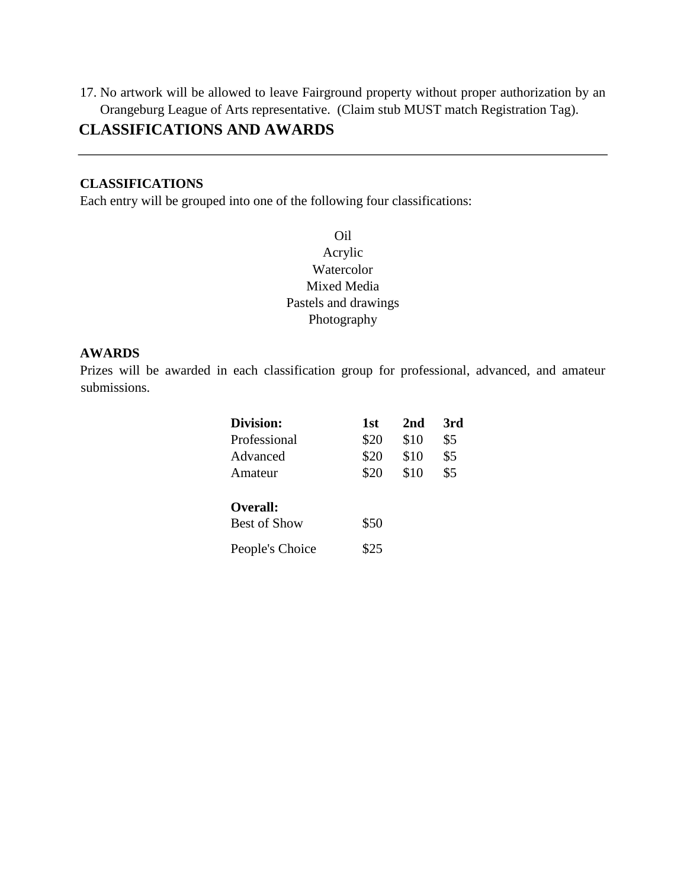17. No artwork will be allowed to leave Fairground property without proper authorization by an Orangeburg League of Arts representative. (Claim stub MUST match Registration Tag).

## CLASSIFICATIONS AND AWARDS

---

### CLASSIFICATIONS

Each entry will be grouped into one of the following four classifications:

Oil
Acrylic
Watercolor
Mixed Media
Pastels and drawings
Photography

### AWARDS

Prizes will be awarded in each classification group for professional, advanced, and amateur submissions.

| **Division:** | **1st** | **2nd** | **3rd** |
|---|---|---|---|
| Professional | $20 | $10 | $5 |
| Advanced | $20 | $10 | $5 |
| Amateur | $20 | $10 | $5 |
| **Overall:** | | | |
| Best of Show | $50 | | |
| People's Choice | $25 | | |